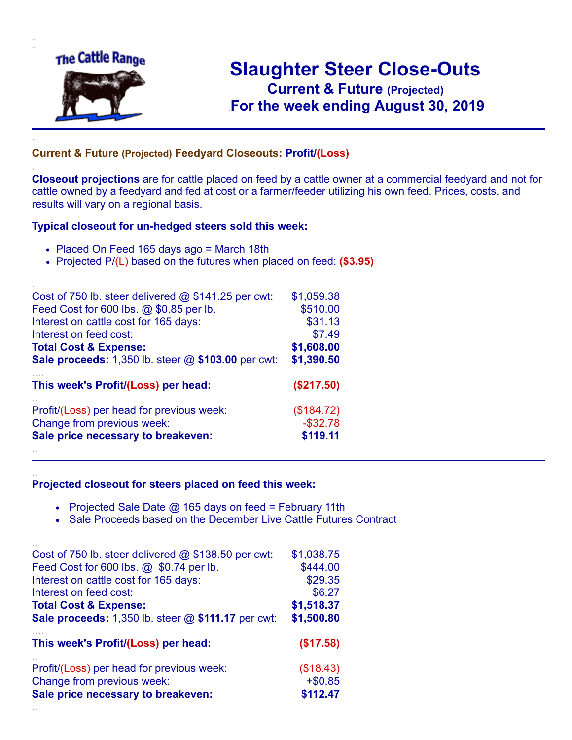The Cattle Range

# Slaughter Steer Close-Outs

## Current & Future (Projected)

## For the week ending August 30, 2019

### Current & Future (Projected) Feedyard Closeouts: Profit/(Loss)

**Closeout projections** are for cattle placed on feed by a cattle owner at a commercial feedyard and not for cattle owned by a feedyard and fed at cost or a farmer/feeder utilizing his own feed. Prices, costs, and results will vary on a regional basis.

### Typical closeout for un-hedged steers sold this week:

- Placed On Feed 165 days ago = March 18th
- Projected P/(L) based on the futures when placed on feed: **($3.95)**

| | |
|---|---|
| Cost of 750 lb. steer delivered @ $141.25 per cwt: | $1,059.38 |
| Feed Cost for 600 lbs. @ $0.85 per lb. | $510.00 |
| Interest on cattle cost for 165 days: | $31.13 |
| Interest on feed cost: | $7.49 |
| **Total Cost & Expense:** | **$1,608.00** |
| **Sale proceeds:** 1,350 lb. steer @ **$103.00** per cwt: | **$1,390.50** |
| **This week's Profit/(Loss) per head:** | **($217.50)** |
| Profit/(Loss) per head for previous week: | ($184.72) |
| Change from previous week: | -$32.78 |
| **Sale price necessary to breakeven:** | **$119.11** |

---

### Projected closeout for steers placed on feed this week:

- Projected Sale Date @ 165 days on feed = February 11th
- Sale Proceeds based on the December Live Cattle Futures Contract

| | |
|---|---|
| Cost of 750 lb. steer delivered @ $138.50 per cwt: | $1,038.75 |
| Feed Cost for 600 lbs. @ $0.74 per lb. | $444.00 |
| Interest on cattle cost for 165 days: | $29.35 |
| Interest on feed cost: | $6.27 |
| **Total Cost & Expense:** | **$1,518.37** |
| **Sale proceeds:** 1,350 lb. steer @ **$111.17** per cwt: | **$1,500.80** |
| **This week's Profit/(Loss) per head:** | **($17.58)** |
| Profit/(Loss) per head for previous week: | ($18.43) |
| Change from previous week: | +$0.85 |
| **Sale price necessary to breakeven:** | **$112.47** |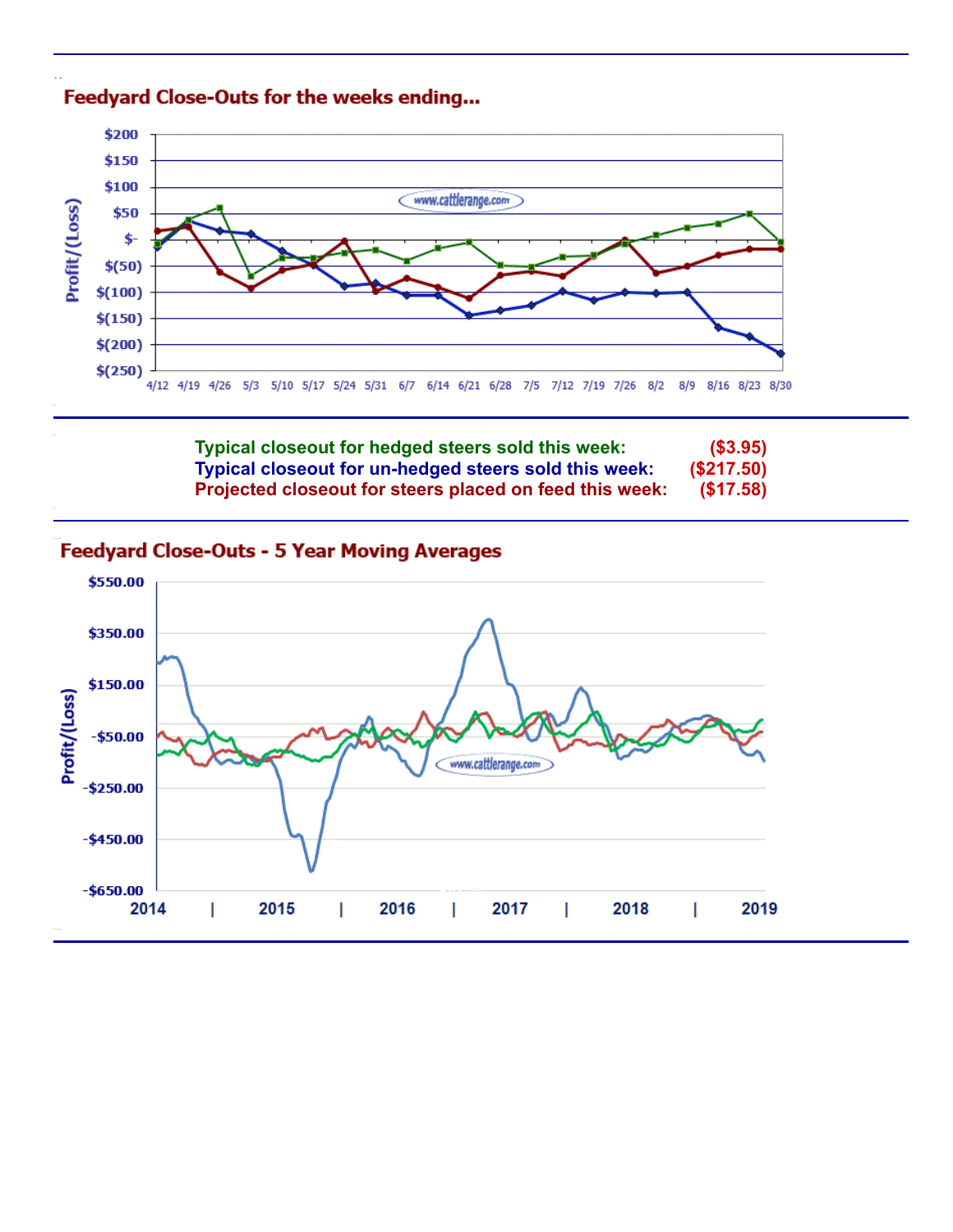## Feedyard Close-Outs for the weeks ending...

$200
$150
$100
$50
$-
$(50)
$(100)
$(150)
$(200)
$(250)

Profit/(Loss)

www.cattlerange.com

4/12 4/19 4/26 5/3 5/10 5/17 5/24 5/31 6/7 6/14 6/21 6/28 7/5 7/12 7/19 7/26 8/2 8/9 8/16 8/23 8/30

**Typical closeout for hedged steers sold this week:** **($3.95)**
**Typical closeout for un-hedged steers sold this week:** **($217.50)**
**Projected closeout for steers placed on feed this week:** **($17.58)**

## Feedyard Close-Outs - 5 Year Moving Averages

$550.00
$350.00
$150.00
-$50.00
-$250.00
-$450.00
-$650.00

Profit/(Loss)

www.cattlerange.com

2014 | 2015 | 2016 | 2017 | 2018 | 2019